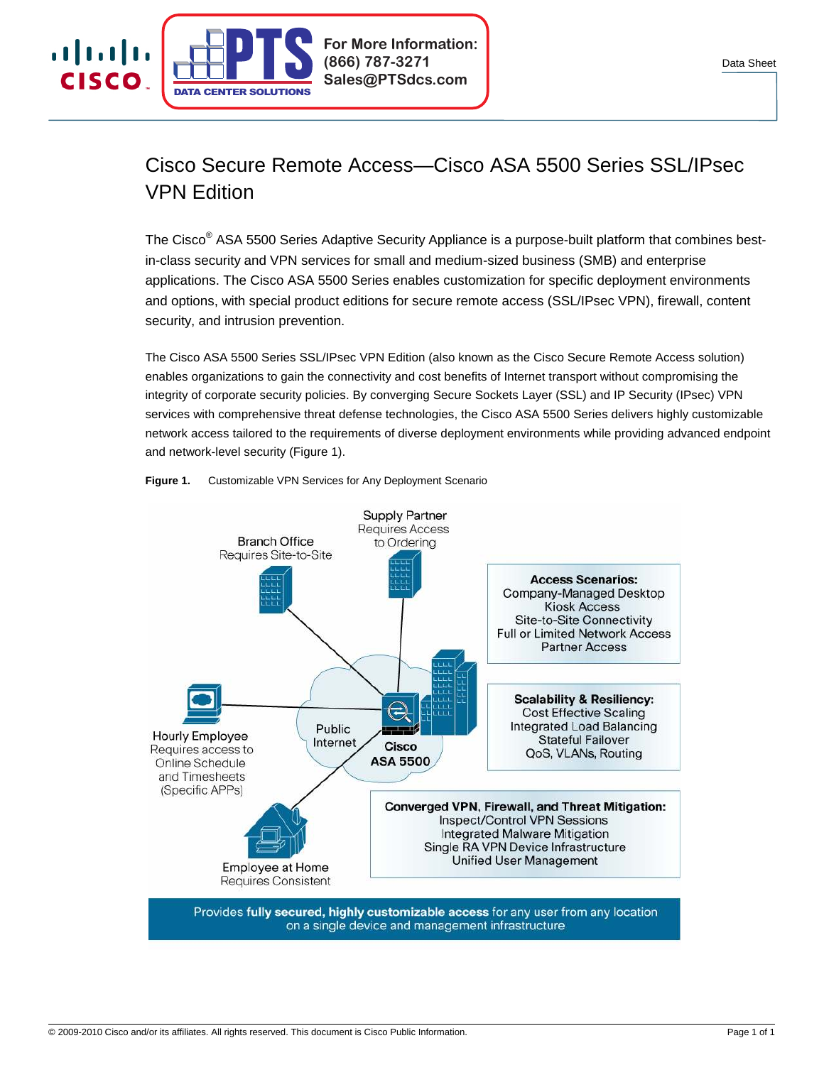# Cisco Secure Remote Access—Cisco ASA 5500 Series SSL/IPsec VPN Edition

The Cisco® ASA 5500 Series Adaptive Security Appliance is a purpose-built platform that combines best-in-class security and VPN services for small and medium-sized business (SMB) and enterprise applications. The Cisco ASA 5500 Series enables customization for specific deployment environments and options, with special product editions for secure remote access (SSL/IPsec VPN), firewall, content security, and intrusion prevention.

The Cisco ASA 5500 Series SSL/IPsec VPN Edition (also known as the Cisco Secure Remote Access solution) enables organizations to gain the connectivity and cost benefits of Internet transport without compromising the integrity of corporate security policies. By converging Secure Sockets Layer (SSL) and IP Security (IPsec) VPN services with comprehensive threat defense technologies, the Cisco ASA 5500 Series delivers highly customizable network access tailored to the requirements of diverse deployment environments while providing advanced endpoint and network-level security (Figure 1).

**Figure 1.** Customizable VPN Services for Any Deployment Scenario

Branch Office
Requires Site-to-Site

Supply Partner
Requires Access
to Ordering

**Access Scenarios:**
Company-Managed Desktop
Kiosk Access
Site-to-Site Connectivity
Full or Limited Network Access
Partner Access

Hourly Employee
Requires access to
Online Schedule
and Timesheets
(Specific APPs)

Public
Internet

**Cisco ASA 5500**

**Scalability & Resiliency:**
Cost Effective Scaling
Integrated Load Balancing
Stateful Failover
QoS, VLANs, Routing

**Converged VPN, Firewall, and Threat Mitigation:**
Inspect/Control VPN Sessions
Integrated Malware Mitigation
Single RA VPN Device Infrastructure
Unified User Management

Employee at Home
Requires Consistent

Provides **fully secured, highly customizable access** for any user from any location on a single device and management infrastructure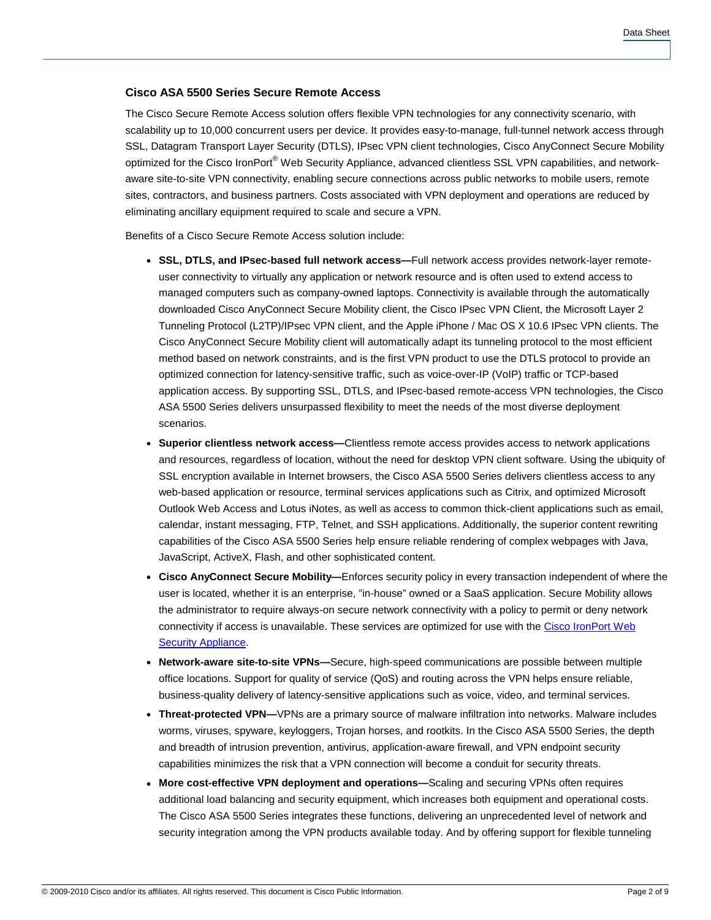### Cisco ASA 5500 Series Secure Remote Access

The Cisco Secure Remote Access solution offers flexible VPN technologies for any connectivity scenario, with scalability up to 10,000 concurrent users per device. It provides easy-to-manage, full-tunnel network access through SSL, Datagram Transport Layer Security (DTLS), IPsec VPN client technologies, Cisco AnyConnect Secure Mobility optimized for the Cisco IronPort® Web Security Appliance, advanced clientless SSL VPN capabilities, and network-aware site-to-site VPN connectivity, enabling secure connections across public networks to mobile users, remote sites, contractors, and business partners. Costs associated with VPN deployment and operations are reduced by eliminating ancillary equipment required to scale and secure a VPN.

Benefits of a Cisco Secure Remote Access solution include:

- **SSL, DTLS, and IPsec-based full network access—**Full network access provides network-layer remote-user connectivity to virtually any application or network resource and is often used to extend access to managed computers such as company-owned laptops. Connectivity is available through the automatically downloaded Cisco AnyConnect Secure Mobility client, the Cisco IPsec VPN Client, the Microsoft Layer 2 Tunneling Protocol (L2TP)/IPsec VPN client, and the Apple iPhone / Mac OS X 10.6 IPsec VPN clients. The Cisco AnyConnect Secure Mobility client will automatically adapt its tunneling protocol to the most efficient method based on network constraints, and is the first VPN product to use the DTLS protocol to provide an optimized connection for latency-sensitive traffic, such as voice-over-IP (VoIP) traffic or TCP-based application access. By supporting SSL, DTLS, and IPsec-based remote-access VPN technologies, the Cisco ASA 5500 Series delivers unsurpassed flexibility to meet the needs of the most diverse deployment scenarios.
- **Superior clientless network access—**Clientless remote access provides access to network applications and resources, regardless of location, without the need for desktop VPN client software. Using the ubiquity of SSL encryption available in Internet browsers, the Cisco ASA 5500 Series delivers clientless access to any web-based application or resource, terminal services applications such as Citrix, and optimized Microsoft Outlook Web Access and Lotus iNotes, as well as access to common thick-client applications such as email, calendar, instant messaging, FTP, Telnet, and SSH applications. Additionally, the superior content rewriting capabilities of the Cisco ASA 5500 Series help ensure reliable rendering of complex webpages with Java, JavaScript, ActiveX, Flash, and other sophisticated content.
- **Cisco AnyConnect Secure Mobility—**Enforces security policy in every transaction independent of where the user is located, whether it is an enterprise, "in-house" owned or a SaaS application. Secure Mobility allows the administrator to require always-on secure network connectivity with a policy to permit or deny network connectivity if access is unavailable. These services are optimized for use with the Cisco IronPort Web Security Appliance.
- **Network-aware site-to-site VPNs—**Secure, high-speed communications are possible between multiple office locations. Support for quality of service (QoS) and routing across the VPN helps ensure reliable, business-quality delivery of latency-sensitive applications such as voice, video, and terminal services.
- **Threat-protected VPN—**VPNs are a primary source of malware infiltration into networks. Malware includes worms, viruses, spyware, keyloggers, Trojan horses, and rootkits. In the Cisco ASA 5500 Series, the depth and breadth of intrusion prevention, antivirus, application-aware firewall, and VPN endpoint security capabilities minimizes the risk that a VPN connection will become a conduit for security threats.
- **More cost-effective VPN deployment and operations—**Scaling and securing VPNs often requires additional load balancing and security equipment, which increases both equipment and operational costs. The Cisco ASA 5500 Series integrates these functions, delivering an unprecedented level of network and security integration among the VPN products available today. And by offering support for flexible tunneling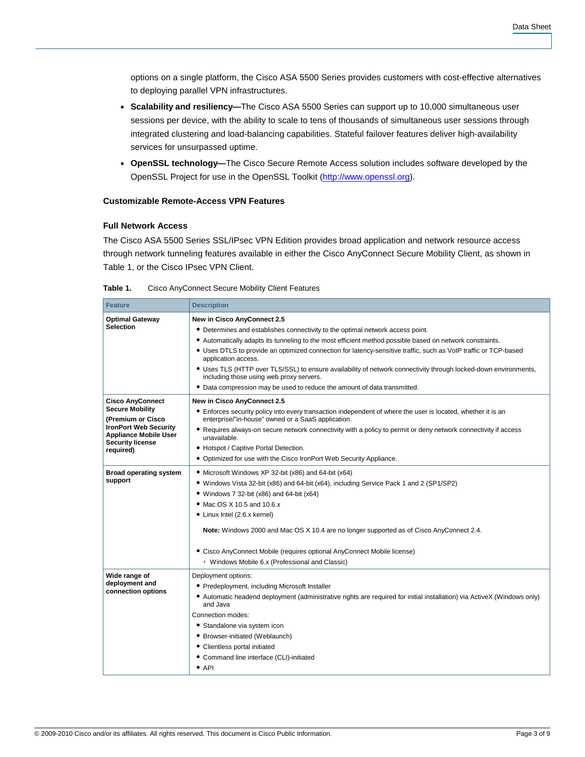options on a single platform, the Cisco ASA 5500 Series provides customers with cost-effective alternatives to deploying parallel VPN infrastructures.

- **Scalability and resiliency—**The Cisco ASA 5500 Series can support up to 10,000 simultaneous user sessions per device, with the ability to scale to tens of thousands of simultaneous user sessions through integrated clustering and load-balancing capabilities. Stateful failover features deliver high-availability services for unsurpassed uptime.
- **OpenSSL technology—**The Cisco Secure Remote Access solution includes software developed by the OpenSSL Project for use in the OpenSSL Toolkit (http://www.openssl.org).

### Customizable Remote-Access VPN Features

#### Full Network Access

The Cisco ASA 5500 Series SSL/IPsec VPN Edition provides broad application and network resource access through network tunneling features available in either the Cisco AnyConnect Secure Mobility Client, as shown in Table 1, or the Cisco IPsec VPN Client.

**Table 1.** Cisco AnyConnect Secure Mobility Client Features

| Feature | Description |
| --- | --- |
| **Optimal Gateway Selection** | **New in Cisco AnyConnect 2.5**<br>• Determines and establishes connectivity to the optimal network access point.<br>• Automatically adapts its tunneling to the most efficient method possible based on network constraints.<br>• Uses DTLS to provide an optimized connection for latency-sensitive traffic, such as VoIP traffic or TCP-based application access.<br>• Uses TLS (HTTP over TLS/SSL) to ensure availability of network connectivity through locked-down environments, including those using web proxy servers.<br>• Data compression may be used to reduce the amount of data transmitted. |
| **Cisco AnyConnect Secure Mobility (Premium or Cisco IronPort Web Security Appliance Mobile User Security license required)** | **New in Cisco AnyConnect 2.5**<br>• Enforces security policy into every transaction independent of where the user is located, whether it is an enterprise/"in-house" owned or a SaaS application.<br>• Requires always-on secure network connectivity with a policy to permit or deny network connectivity if access unavailable.<br>• Hotspot / Captive Portal Detection.<br>• Optimized for use with the Cisco IronPort Web Security Appliance. |
| **Broad operating system support** | • Microsoft Windows XP 32-bit (x86) and 64-bit (x64)<br>• Windows Vista 32-bit (x86) and 64-bit (x64), including Service Pack 1 and 2 (SP1/SP2)<br>• Windows 7 32-bit (x86) and 64-bit (x64)<br>• Mac OS X 10.5 and 10.6.x<br>• Linux Intel (2.6.x kernel)<br><br>**Note:** Windows 2000 and Mac OS X 10.4 are no longer supported as of Cisco AnyConnect 2.4.<br><br>• Cisco AnyConnect Mobile (requires optional AnyConnect Mobile license)<br>  ◦ Windows Mobile 6.x (Professional and Classic) |
| **Wide range of deployment and connection options** | Deployment options:<br>• Predeployment, including Microsoft Installer<br>• Automatic headend deployment (administrative rights are required for initial installation) via ActiveX (Windows only) and Java<br>Connection modes:<br>• Standalone via system icon<br>• Browser-initiated (Weblaunch)<br>• Clientless portal initiated<br>• Command line interface (CLI)-initiated<br>• API |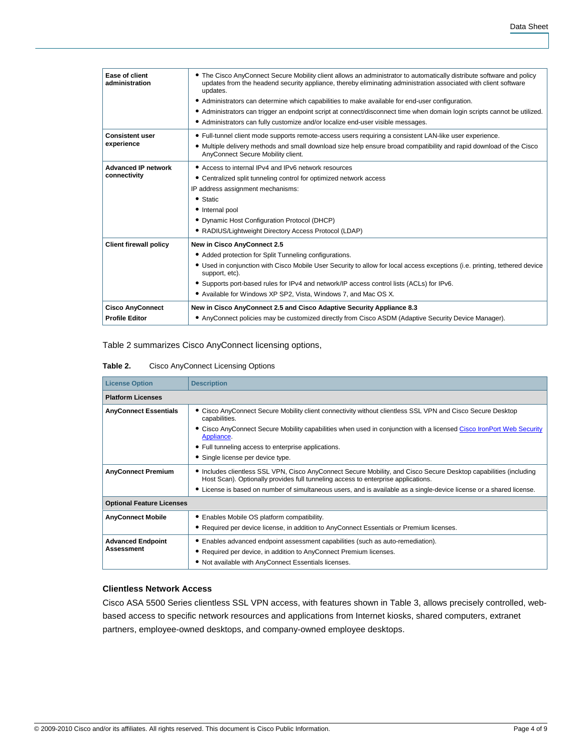| | |
|---|---|
| **Ease of client administration** | • The Cisco AnyConnect Secure Mobility client allows an administrator to automatically distribute software and policy updates from the headend security appliance, thereby eliminating administration associated with client software updates.<br>• Administrators can determine which capabilities to make available for end-user configuration.<br>• Administrators can trigger an endpoint script at connect/disconnect time when domain login scripts cannot be utilized.<br>• Administrators can fully customize and/or localize end-user visible messages. |
| **Consistent user experience** | • Full-tunnel client mode supports remote-access users requiring a consistent LAN-like user experience.<br>• Multiple delivery methods and small download size help ensure broad compatibility and rapid download of the Cisco AnyConnect Secure Mobility client. |
| **Advanced IP network connectivity** | • Access to internal IPv4 and IPv6 network resources<br>• Centralized split tunneling control for optimized network access<br>IP address assignment mechanisms:<br>• Static<br>• Internal pool<br>• Dynamic Host Configuration Protocol (DHCP)<br>• RADIUS/Lightweight Directory Access Protocol (LDAP) |
| **Client firewall policy** | **New in Cisco AnyConnect 2.5**<br>• Added protection for Split Tunneling configurations.<br>• Used in conjunction with Cisco Mobile User Security to allow for local access exceptions (i.e. printing, tethered device support, etc).<br>• Supports port-based rules for IPv4 and network/IP access control lists (ACLs) for IPv6.<br>• Available for Windows XP SP2, Vista, Windows 7, and Mac OS X. |
| **Cisco AnyConnect Profile Editor** | **New in Cisco AnyConnect 2.5 and Cisco Adaptive Security Appliance 8.3**<br>• AnyConnect policies may be customized directly from Cisco ASDM (Adaptive Security Device Manager). |

Table 2 summarizes Cisco AnyConnect licensing options,

**Table 2.** Cisco AnyConnect Licensing Options

| License Option | Description |
|---|---|
| **Platform Licenses** | |
| **AnyConnect Essentials** | • Cisco AnyConnect Secure Mobility client connectivity without clientless SSL VPN and Cisco Secure Desktop capabilities.<br>• Cisco AnyConnect Secure Mobility capabilities when used in conjunction with a licensed Cisco IronPort Web Security Appliance.<br>• Full tunneling access to enterprise applications.<br>• Single license per device type. |
| **AnyConnect Premium** | • Includes clientless SSL VPN, Cisco AnyConnect Secure Mobility, and Cisco Secure Desktop capabilities (including Host Scan). Optionally provides full tunneling access to enterprise applications.<br>• License is based on number of simultaneous users, and is available as a single-device license or a shared license. |
| **Optional Feature Licenses** | |
| **AnyConnect Mobile** | • Enables Mobile OS platform compatibility.<br>• Required per device license, in addition to AnyConnect Essentials or Premium licenses. |
| **Advanced Endpoint Assessment** | • Enables advanced endpoint assessment capabilities (such as auto-remediation).<br>• Required per device, in addition to AnyConnect Premium licenses.<br>• Not available with AnyConnect Essentials licenses. |

### Clientless Network Access

Cisco ASA 5500 Series clientless SSL VPN access, with features shown in Table 3, allows precisely controlled, web-based access to specific network resources and applications from Internet kiosks, shared computers, extranet partners, employee-owned desktops, and company-owned employee desktops.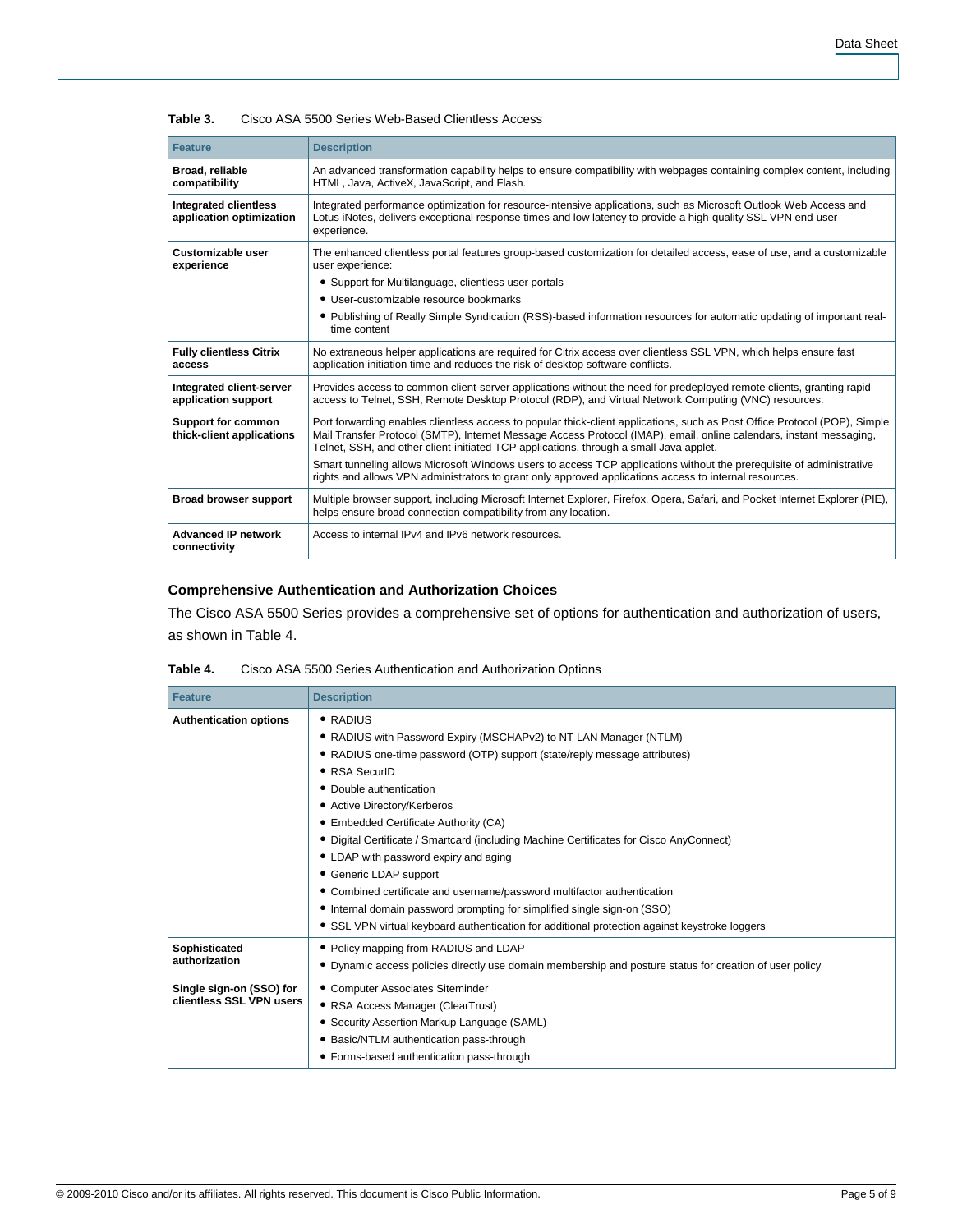**Table 3.** Cisco ASA 5500 Series Web-Based Clientless Access

| Feature | Description |
| --- | --- |
| **Broad, reliable compatibility** | An advanced transformation capability helps to ensure compatibility with webpages containing complex content, including HTML, Java, ActiveX, JavaScript, and Flash. |
| **Integrated clientless application optimization** | Integrated performance optimization for resource-intensive applications, such as Microsoft Outlook Web Access and Lotus iNotes, delivers exceptional response times and low latency to provide a high-quality SSL VPN end-user experience. |
| **Customizable user experience** | The enhanced clientless portal features group-based customization for detailed access, ease of use, and a customizable user experience:<br>• Support for Multilanguage, clientless user portals<br>• User-customizable resource bookmarks<br>• Publishing of Really Simple Syndication (RSS)-based information resources for automatic updating of important real-time content |
| **Fully clientless Citrix access** | No extraneous helper applications are required for Citrix access over clientless SSL VPN, which helps ensure fast application initiation time and reduces the risk of desktop software conflicts. |
| **Integrated client-server application support** | Provides access to common client-server applications without the need for predeployed remote clients, granting rapid access to Telnet, SSH, Remote Desktop Protocol (RDP), and Virtual Network Computing (VNC) resources. |
| **Support for common thick-client applications** | Port forwarding enables clientless access to popular thick-client applications, such as Post Office Protocol (POP), Simple Mail Transfer Protocol (SMTP), Internet Message Access Protocol (IMAP), email, online calendars, instant messaging, Telnet, SSH, and other client-initiated TCP applications, through a small Java applet.<br>Smart tunneling allows Microsoft Windows users to access TCP applications without the prerequisite of administrative rights and allows VPN administrators to grant only approved applications access to internal resources. |
| **Broad browser support** | Multiple browser support, including Microsoft Internet Explorer, Firefox, Opera, Safari, and Pocket Internet Explorer (PIE), helps ensure broad connection compatibility from any location. |
| **Advanced IP network connectivity** | Access to internal IPv4 and IPv6 network resources. |

### Comprehensive Authentication and Authorization Choices

The Cisco ASA 5500 Series provides a comprehensive set of options for authentication and authorization of users, as shown in Table 4.

**Table 4.** Cisco ASA 5500 Series Authentication and Authorization Options

| Feature | Description |
| --- | --- |
| **Authentication options** | • RADIUS<br>• RADIUS with Password Expiry (MSCHAPv2) to NT LAN Manager (NTLM)<br>• RADIUS one-time password (OTP) support (state/reply message attributes)<br>• RSA SecurID<br>• Double authentication<br>• Active Directory/Kerberos<br>• Embedded Certificate Authority (CA)<br>• Digital Certificate / Smartcard (including Machine Certificates for Cisco AnyConnect)<br>• LDAP with password expiry and aging<br>• Generic LDAP support<br>• Combined certificate and username/password multifactor authentication<br>• Internal domain password prompting for simplified single sign-on (SSO)<br>• SSL VPN virtual keyboard authentication for additional protection against keystroke loggers |
| **Sophisticated authorization** | • Policy mapping from RADIUS and LDAP<br>• Dynamic access policies directly use domain membership and posture status for creation of user policy |
| **Single sign-on (SSO) for clientless SSL VPN users** | • Computer Associates Siteminder<br>• RSA Access Manager (ClearTrust)<br>• Security Assertion Markup Language (SAML)<br>• Basic/NTLM authentication pass-through<br>• Forms-based authentication pass-through |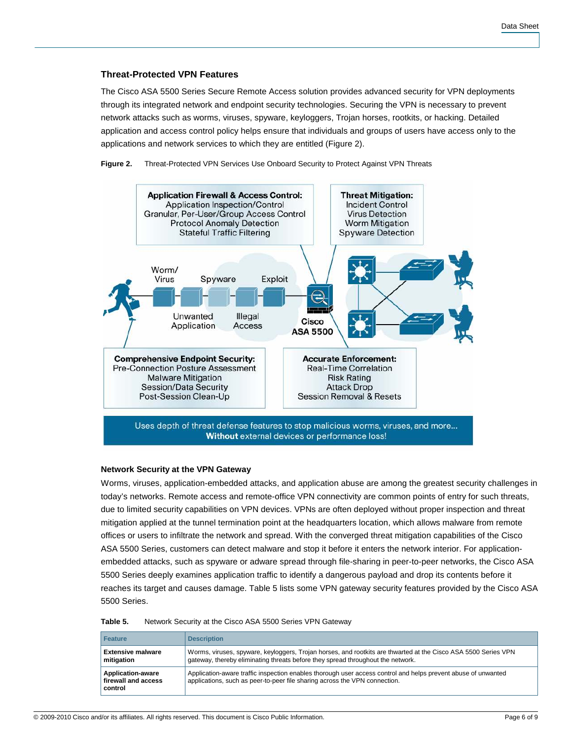### Threat-Protected VPN Features

The Cisco ASA 5500 Series Secure Remote Access solution provides advanced security for VPN deployments through its integrated network and endpoint security technologies. Securing the VPN is necessary to prevent network attacks such as worms, viruses, spyware, keyloggers, Trojan horses, rootkits, or hacking. Detailed application and access control policy helps ensure that individuals and groups of users have access only to the applications and network services to which they are entitled (Figure 2).

**Figure 2.** Threat-Protected VPN Services Use Onboard Security to Protect Against VPN Threats

#### Network Security at the VPN Gateway

Worms, viruses, application-embedded attacks, and application abuse are among the greatest security challenges in today's networks. Remote access and remote-office VPN connectivity are common points of entry for such threats, due to limited security capabilities on VPN devices. VPNs are often deployed without proper inspection and threat mitigation applied at the tunnel termination point at the headquarters location, which allows malware from remote offices or users to infiltrate the network and spread. With the converged threat mitigation capabilities of the Cisco ASA 5500 Series, customers can detect malware and stop it before it enters the network interior. For application-embedded attacks, such as spyware or adware spread through file-sharing in peer-to-peer networks, the Cisco ASA 5500 Series deeply examines application traffic to identify a dangerous payload and drop its contents before it reaches its target and causes damage. Table 5 lists some VPN gateway security features provided by the Cisco ASA 5500 Series.

**Table 5.** Network Security at the Cisco ASA 5500 Series VPN Gateway

| Feature | Description |
|---|---|
| **Extensive malware mitigation** | Worms, viruses, spyware, keyloggers, Trojan horses, and rootkits are thwarted at the Cisco ASA 5500 Series VPN gateway, thereby eliminating threats before they spread throughout the network. |
| **Application-aware firewall and access control** | Application-aware traffic inspection enables thorough user access control and helps prevent abuse of unwanted applications, such as peer-to-peer file sharing across the VPN connection. |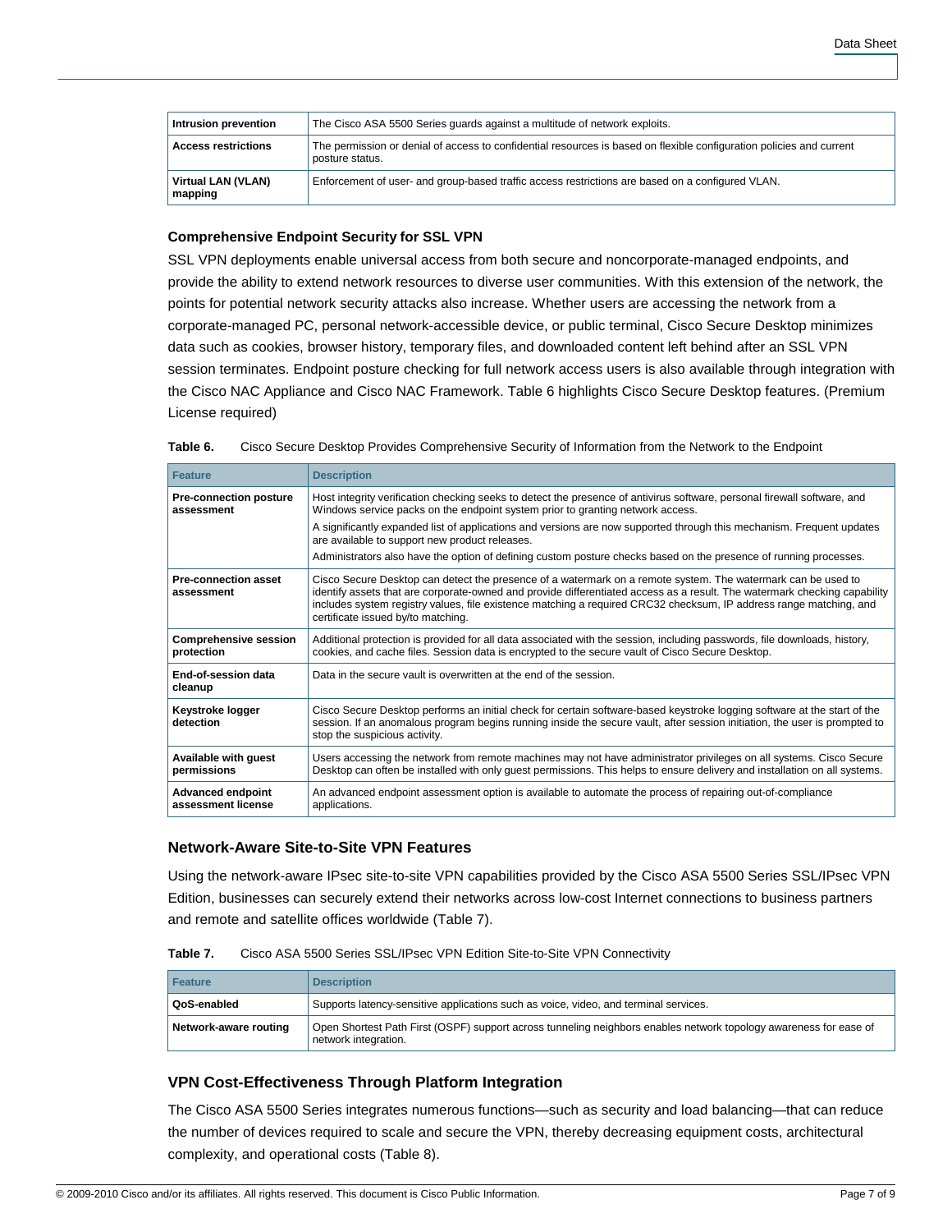| | |
|---|---|
| **Intrusion prevention** | The Cisco ASA 5500 Series guards against a multitude of network exploits. |
| **Access restrictions** | The permission or denial of access to confidential resources is based on flexible configuration policies and current posture status. |
| **Virtual LAN (VLAN) mapping** | Enforcement of user- and group-based traffic access restrictions are based on a configured VLAN. |

### Comprehensive Endpoint Security for SSL VPN

SSL VPN deployments enable universal access from both secure and noncorporate-managed endpoints, and provide the ability to extend network resources to diverse user communities. With this extension of the network, the points for potential network security attacks also increase. Whether users are accessing the network from a corporate-managed PC, personal network-accessible device, or public terminal, Cisco Secure Desktop minimizes data such as cookies, browser history, temporary files, and downloaded content left behind after an SSL VPN session terminates. Endpoint posture checking for full network access users is also available through integration with the Cisco NAC Appliance and Cisco NAC Framework. Table 6 highlights Cisco Secure Desktop features. (Premium License required)

**Table 6.** Cisco Secure Desktop Provides Comprehensive Security of Information from the Network to the Endpoint

| Feature | Description |
|---|---|
| **Pre-connection posture assessment** | Host integrity verification checking seeks to detect the presence of antivirus software, personal firewall software, and Windows service packs on the endpoint system prior to granting network access.<br>A significantly expanded list of applications and versions are now supported through this mechanism. Frequent updates are available to support new product releases.<br>Administrators also have the option of defining custom posture checks based on the presence of running processes. |
| **Pre-connection asset assessment** | Cisco Secure Desktop can detect the presence of a watermark on a remote system. The watermark can be used to identify assets that are corporate-owned and provide differentiated access as a result. The watermark checking capability includes system registry values, file existence matching a required CRC32 checksum, IP address range matching, and certificate issued by/to matching. |
| **Comprehensive session protection** | Additional protection is provided for all data associated with the session, including passwords, file downloads, history, cookies, and cache files. Session data is encrypted to the secure vault of Cisco Secure Desktop. |
| **End-of-session data cleanup** | Data in the secure vault is overwritten at the end of the session. |
| **Keystroke logger detection** | Cisco Secure Desktop performs an initial check for certain software-based keystroke logging software at the start of the session. If an anomalous program begins running inside the secure vault, after session initiation, the user is prompted to stop the suspicious activity. |
| **Available with guest permissions** | Users accessing the network from remote machines may not have administrator privileges on all systems. Cisco Secure Desktop can often be installed with only guest permissions. This helps to ensure delivery and installation on all systems. |
| **Advanced endpoint assessment license** | An advanced endpoint assessment option is available to automate the process of repairing out-of-compliance applications. |

### Network-Aware Site-to-Site VPN Features

Using the network-aware IPsec site-to-site VPN capabilities provided by the Cisco ASA 5500 Series SSL/IPsec VPN Edition, businesses can securely extend their networks across low-cost Internet connections to business partners and remote and satellite offices worldwide (Table 7).

**Table 7.** Cisco ASA 5500 Series SSL/IPsec VPN Edition Site-to-Site VPN Connectivity

| Feature | Description |
|---|---|
| **QoS-enabled** | Supports latency-sensitive applications such as voice, video, and terminal services. |
| **Network-aware routing** | Open Shortest Path First (OSPF) support across tunneling neighbors enables network topology awareness for ease of network integration. |

### VPN Cost-Effectiveness Through Platform Integration

The Cisco ASA 5500 Series integrates numerous functions—such as security and load balancing—that can reduce the number of devices required to scale and secure the VPN, thereby decreasing equipment costs, architectural complexity, and operational costs (Table 8).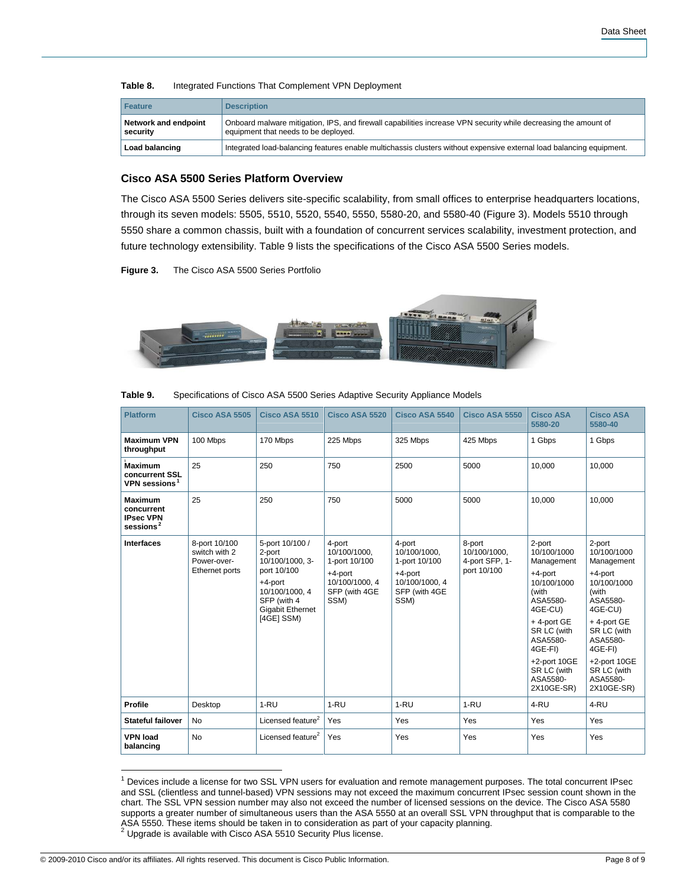**Table 8.** Integrated Functions That Complement VPN Deployment

| Feature | Description |
| --- | --- |
| **Network and endpoint security** | Onboard malware mitigation, IPS, and firewall capabilities increase VPN security while decreasing the amount of equipment that needs to be deployed. |
| **Load balancing** | Integrated load-balancing features enable multichassis clusters without expensive external load balancing equipment. |

## Cisco ASA 5500 Series Platform Overview

The Cisco ASA 5500 Series delivers site-specific scalability, from small offices to enterprise headquarters locations, through its seven models: 5505, 5510, 5520, 5540, 5550, 5580-20, and 5580-40 (Figure 3). Models 5510 through 5550 share a common chassis, built with a foundation of concurrent services scalability, investment protection, and future technology extensibility. Table 9 lists the specifications of the Cisco ASA 5500 Series models.

**Figure 3.** The Cisco ASA 5500 Series Portfolio

**Table 9.** Specifications of Cisco ASA 5500 Series Adaptive Security Appliance Models

| Platform | Cisco ASA 5505 | Cisco ASA 5510 | Cisco ASA 5520 | Cisco ASA 5540 | Cisco ASA 5550 | Cisco ASA 5580-20 | Cisco ASA 5580-40 |
| --- | --- | --- | --- | --- | --- | --- | --- |
| **Maximum VPN throughput** | 100 Mbps | 170 Mbps | 225 Mbps | 325 Mbps | 425 Mbps | 1 Gbps | 1 Gbps |
| **Maximum concurrent SSL VPN sessions**[1] | 25 | 250 | 750 | 2500 | 5000 | 10,000 | 10,000 |
| **Maximum concurrent IPsec VPN sessions**[2] | 25 | 250 | 750 | 5000 | 5000 | 10,000 | 10,000 |
| **Interfaces** | 8-port 10/100 switch with 2 Power-over-Ethernet ports | 5-port 10/100 / 2-port 10/100/1000, 3-port 10/100 +4-port 10/100/1000, 4 SFP (with 4 Gigabit Ethernet [4GE] SSM) | 4-port 10/100/1000, 1-port 10/100 +4-port 10/100/1000, 4 SFP (with 4GE SSM) | 4-port 10/100/1000, 1-port 10/100 +4-port 10/100/1000, 4 SFP (with 4GE SSM) | 8-port 10/100/1000, 4-port SFP, 1-port 10/100 | 2-port 10/100/1000 Management +4-port 10/100/1000 (with ASA5580-4GE-CU) + 4-port GE SR LC (with ASA5580-4GE-FI) +2-port 10GE SR LC (with ASA5580-2X10GE-SR) | 2-port 10/100/1000 Management +4-port 10/100/1000 (with ASA5580-4GE-CU) + 4-port GE SR LC (with ASA5580-4GE-FI) +2-port 10GE SR LC (with ASA5580-2X10GE-SR) |
| **Profile** | Desktop | 1-RU | 1-RU | 1-RU | 1-RU | 4-RU | 4-RU |
| **Stateful failover** | No | Licensed feature[2] | Yes | Yes | Yes | Yes | Yes |
| **VPN load balancing** | No | Licensed feature[2] | Yes | Yes | Yes | Yes | Yes |

[1] Devices include a license for two SSL VPN users for evaluation and remote management purposes. The total concurrent IPsec and SSL (clientless and tunnel-based) VPN sessions may not exceed the maximum concurrent IPsec session count shown in the chart. The SSL VPN session number may also not exceed the number of licensed sessions on the device. The Cisco ASA 5580 supports a greater number of simultaneous users than the ASA 5550 at an overall SSL VPN throughput that is comparable to the ASA 5550. These items should be taken in to consideration as part of your capacity planning.

[2] Upgrade is available with Cisco ASA 5510 Security Plus license.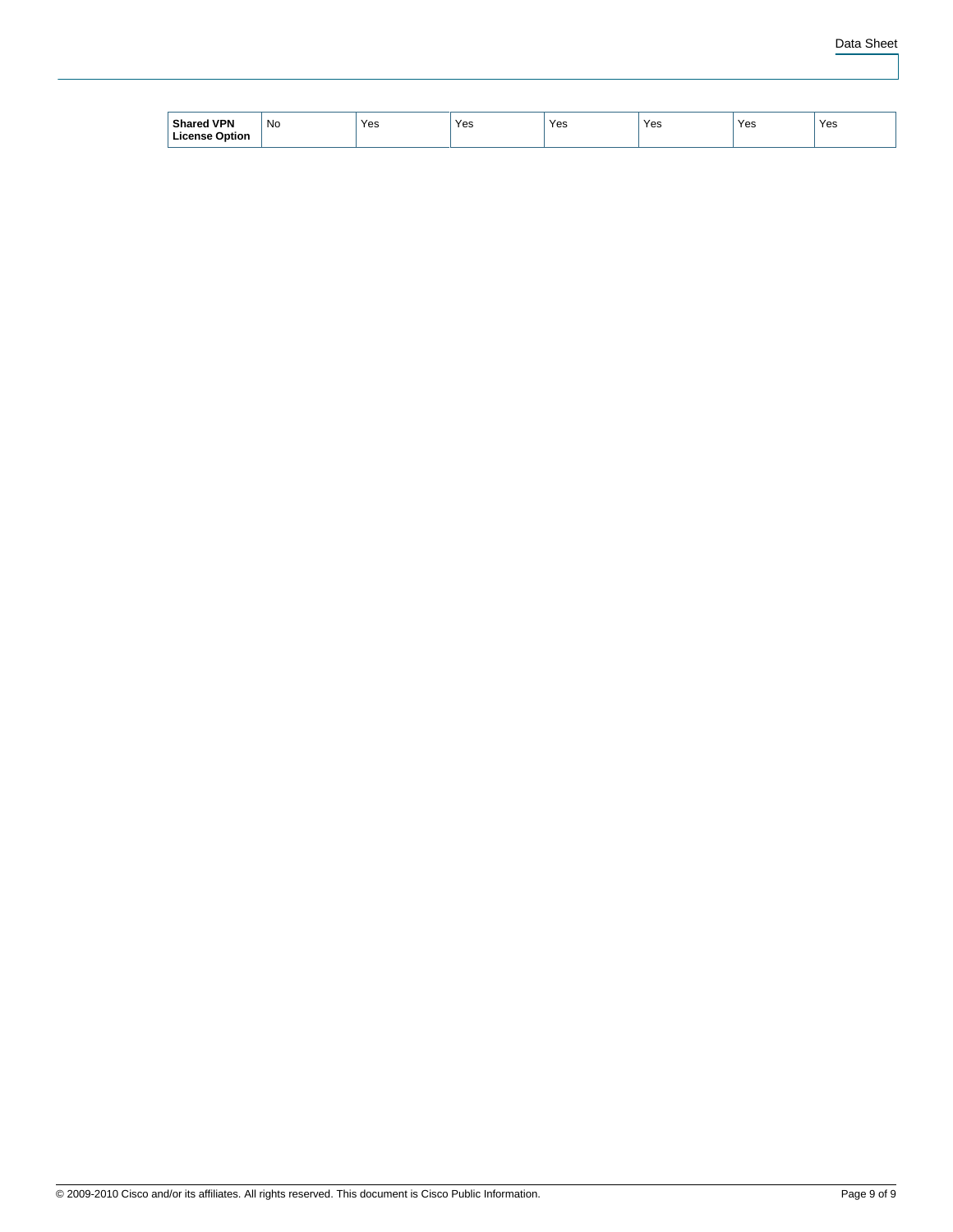| **Shared VPN License Option** | No | Yes | Yes | Yes | Yes | Yes | Yes |
|---|---|---|---|---|---|---|---|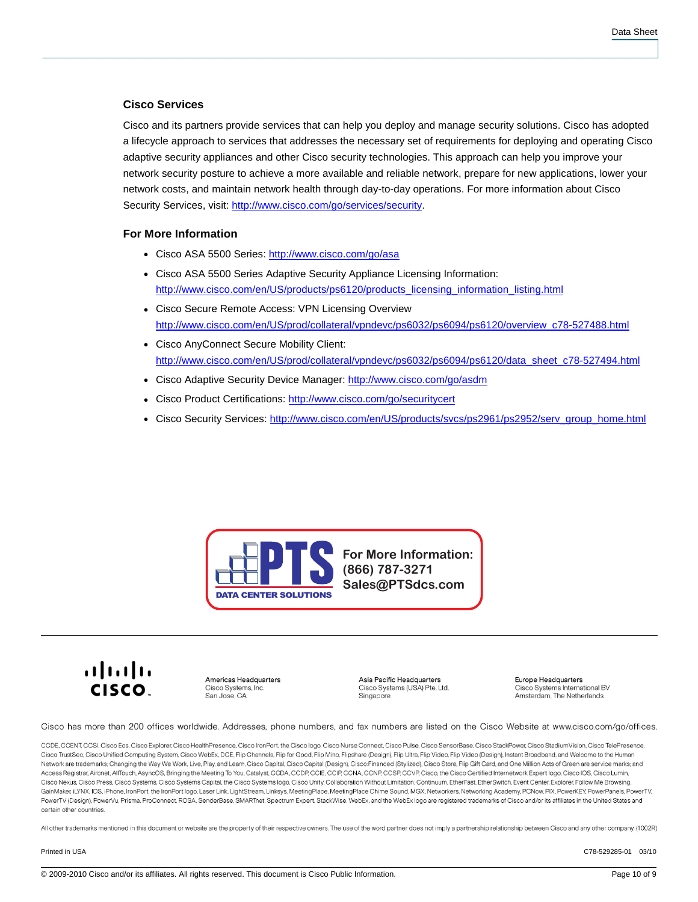## Cisco Services

Cisco and its partners provide services that can help you deploy and manage security solutions. Cisco has adopted a lifecycle approach to services that addresses the necessary set of requirements for deploying and operating Cisco adaptive security appliances and other Cisco security technologies. This approach can help you improve your network security posture to achieve a more available and reliable network, prepare for new applications, lower your network costs, and maintain network health through day-to-day operations. For more information about Cisco Security Services, visit: http://www.cisco.com/go/services/security.

## For More Information

- Cisco ASA 5500 Series: http://www.cisco.com/go/asa
- Cisco ASA 5500 Series Adaptive Security Appliance Licensing Information: http://www.cisco.com/en/US/products/ps6120/products_licensing_information_listing.html
- Cisco Secure Remote Access: VPN Licensing Overview http://www.cisco.com/en/US/prod/collateral/vpndevc/ps6032/ps6094/ps6120/overview_c78-527488.html
- Cisco AnyConnect Secure Mobility Client: http://www.cisco.com/en/US/prod/collateral/vpndevc/ps6032/ps6094/ps6120/data_sheet_c78-527494.html
- Cisco Adaptive Security Device Manager: http://www.cisco.com/go/asdm
- Cisco Product Certifications: http://www.cisco.com/go/securitycert
- Cisco Security Services: http://www.cisco.com/en/US/products/svcs/ps2961/ps2952/serv_group_home.html

PTS DATA CENTER SOLUTIONS

**For More Information:**
**(866) 787-3271**
**Sales@PTSdcs.com**

Americas Headquarters
Cisco Systems, Inc.
San Jose, CA

Asia Pacific Headquarters
Cisco Systems (USA) Pte. Ltd.
Singapore

Europe Headquarters
Cisco Systems International BV
Amsterdam, The Netherlands

Cisco has more than 200 offices worldwide. Addresses, phone numbers, and fax numbers are listed on the Cisco Website at www.cisco.com/go/offices.

CCDE, CCENT, CCSI, Cisco Eos, Cisco Explorer, Cisco HealthPresence, Cisco IronPort, the Cisco logo, Cisco Nurse Connect, Cisco Pulse, Cisco SensorBase, Cisco StackPower, Cisco StadiumVision, Cisco TelePresence, Cisco TrustSec, Cisco Unified Computing System, Cisco WebEx, DCE, Flip Channels, Flip for Good, Flip Mino, Flipshare (Design), Flip Ultra, Flip Video, Flip Video (Design), Instant Broadband, and Welcome to the Human Network are trademarks; Changing the Way We Work, Live, Play, and Learn, Cisco Capital, Cisco Capital (Design), Cisco:Financed (Stylized), Cisco Store, Flip Gift Card, and One Million Acts of Green are service marks; and Access Registrar, Aironet, AllTouch, AsyncOS, Bringing the Meeting To You, Catalyst, CCDA, CCDP, CCIE, CCIP, CCNA, CCNP, CCSP, CCVP, Cisco, the Cisco Certified Internetwork Expert logo, Cisco IOS, Cisco Lumin, Cisco Nexus, Cisco Press, Cisco Systems, Cisco Systems Capital, the Cisco Systems logo, Cisco Unity, Collaboration Without Limitation, Continuum, EtherFast, EtherSwitch, Event Center, Explorer, Follow Me Browsing, GainMaker, iLYNX, IOS, iPhone, IronPort, the IronPort logo, Laser Link, LightStream, Linksys, MeetingPlace, MeetingPlace Chime Sound, MGX, Networkers, Networking Academy, PCNow, PIX, PowerKEY, PowerPanels, PowerTV, PowerTV (Design), PowerVu, Prisma, ProConnect, ROSA, SenderBase, SMARTnet, Spectrum Expert, StackWise, WebEx, and the WebEx logo are registered trademarks of Cisco and/or its affiliates in the United States and certain other countries.

All other trademarks mentioned in this document or website are the property of their respective owners. The use of the word partner does not imply a partnership relationship between Cisco and any other company. (1002R)

Printed in USA C78-529285-01 03/10